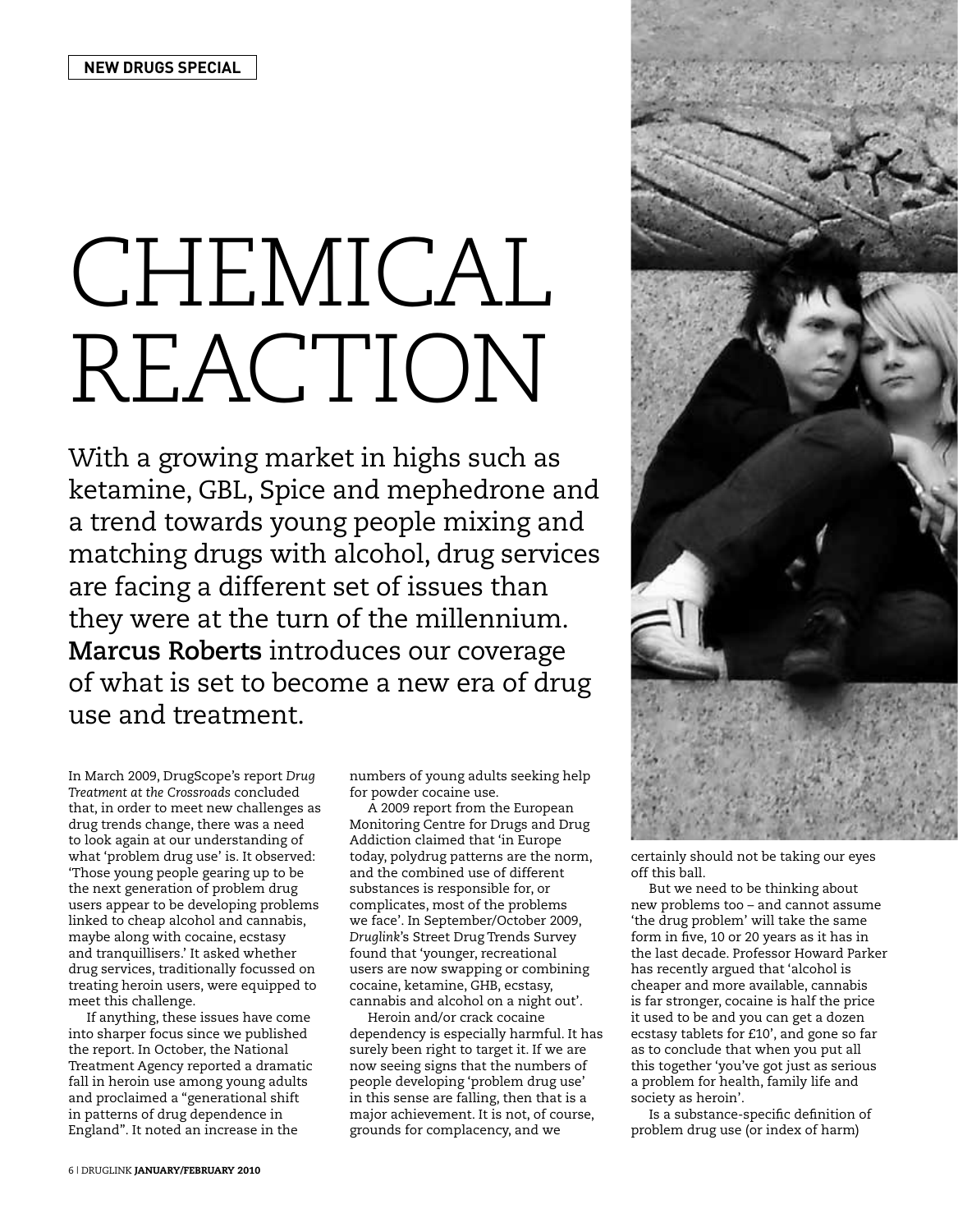NEW DRUGS SPECIAL

# CHEMICAL REACTION

With a growing market in highs such as ketamine, GBL, Spice and mephedrone and a trend towards young people mixing and matching drugs with alcohol, drug services are facing a different set of issues than they were at the turn of the millennium. **Marcus Roberts** introduces our coverage of what is set to become a new era of drug use and treatment.

In March 2009, DrugScope's report *Drug Treatment at the Crossroads* concluded that, in order to meet new challenges as drug trends change, there was a need to look again at our understanding of what 'problem drug use' is. It observed: 'Those young people gearing up to be the next generation of problem drug users appear to be developing problems linked to cheap alcohol and cannabis, maybe along with cocaine, ecstasy and tranquillisers.' It asked whether drug services, traditionally focussed on treating heroin users, were equipped to meet this challenge.

If anything, these issues have come into sharper focus since we published the report. In October, the National Treatment Agency reported a dramatic fall in heroin use among young adults and proclaimed a "generational shift in patterns of drug dependence in England". It noted an increase in the numbers of young adults seeking help for powder cocaine use.

A 2009 report from the European Monitoring Centre for Drugs and Drug Addiction claimed that 'in Europe today, polydrug patterns are the norm, and the combined use of different substances is responsible for, or complicates, most of the problems we face'. In September/October 2009, *Druglink*'s Street Drug Trends Survey found that 'younger, recreational users are now swapping or combining cocaine, ketamine, GHB, ecstasy, cannabis and alcohol on a night out'.

Heroin and/or crack cocaine dependency is especially harmful. It has surely been right to target it. If we are now seeing signs that the numbers of people developing 'problem drug use' in this sense are falling, then that is a major achievement. It is not, of course, grounds for complacency, and we certainly should not be taking our eyes off this ball.

But we need to be thinking about new problems too – and cannot assume 'the drug problem' will take the same form in five, 10 or 20 years as it has in the last decade. Professor Howard Parker has recently argued that 'alcohol is cheaper and more available, cannabis is far stronger, cocaine is half the price it used to be and you can get a dozen ecstasy tablets for £10', and gone so far as to conclude that when you put all this together 'you've got just as serious a problem for health, family life and society as heroin'.

Is a substance-specific definition of problem drug use (or index of harm)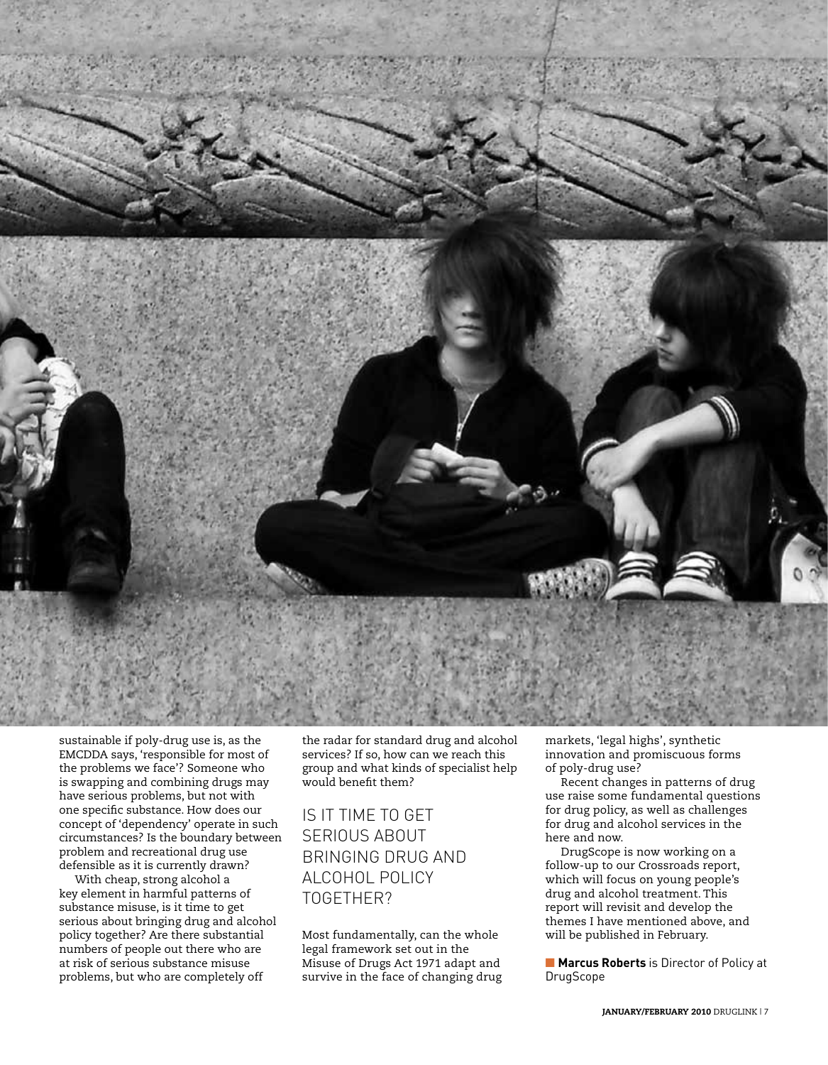sustainable if poly-drug use is, as the EMCDDA says, 'responsible for most of the problems we face'? Someone who is swapping and combining drugs may have serious problems, but not with one specific substance. How does our concept of 'dependency' operate in such circumstances? Is the boundary between problem and recreational drug use defensible as it is currently drawn?

With cheap, strong alcohol a key element in harmful patterns of substance misuse, is it time to get serious about bringing drug and alcohol policy together? Are there substantial numbers of people out there who are at risk of serious substance misuse problems, but who are completely off the radar for standard drug and alcohol services? If so, how can we reach this group and what kinds of specialist help would benefit them?

## IS IT TIME TO GET SERIOUS ABOUT BRINGING DRUG AND ALCOHOL POLICY TOGETHER?

Most fundamentally, can the whole legal framework set out in the Misuse of Drugs Act 1971 adapt and survive in the face of changing drug markets, 'legal highs', synthetic innovation and promiscuous forms of poly-drug use?

Recent changes in patterns of drug use raise some fundamental questions for drug policy, as well as challenges for drug and alcohol services in the here and now.

DrugScope is now working on a follow-up to our Crossroads report, which will focus on young people's drug and alcohol treatment. This report will revisit and develop the themes I have mentioned above, and will be published in February.

■ **Marcus Roberts** is Director of Policy at DrugScope